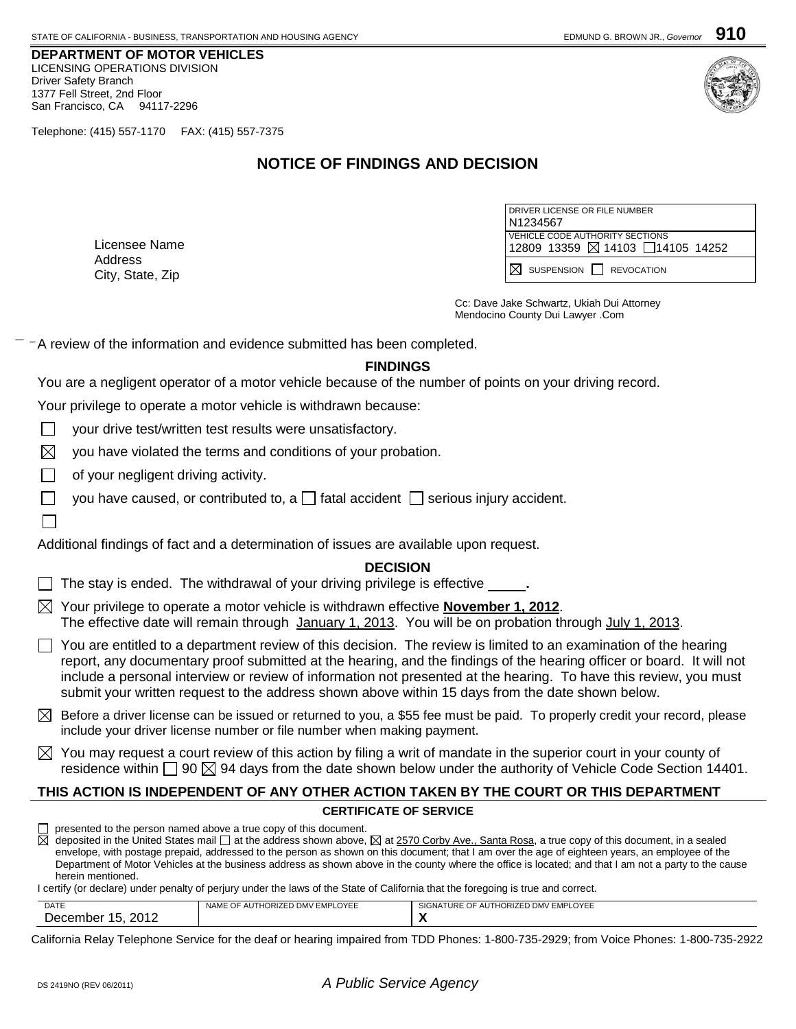STATE OF CALIFORNIA - BUSINESS, TRANSPORTATION AND HOUSING AGENCY — EDMUND G. BROWN JR., *Governor* **910**

**DEPARTMENT OF MOTOR VEHICLES**
LICENSING OPERATIONS DIVISION
Driver Safety Branch
1377 Fell Street, 2nd Floor
San Francisco, CA 94117-2296

Telephone: (415) 557-1170 FAX: (415) 557-7375

# NOTICE OF FINDINGS AND DECISION

Licensee Name
Address
City, State, Zip

| DRIVER LICENSE OR FILE NUMBER |
|---|
| N1234567 |
| VEHICLE CODE AUTHORITY SECTIONS |
| 12809 13359 ☒ 14103 ☐ 14105 14252 |
| ☒ SUSPENSION ☐ REVOCATION |

Cc: Dave Jake Schwartz, Ukiah Dui Attorney
Mendocino County Dui Lawyer .Com

A review of the information and evidence submitted has been completed.

## FINDINGS

You are a negligent operator of a motor vehicle because of the number of points on your driving record.

Your privilege to operate a motor vehicle is withdrawn because:

- ☐ your drive test/written test results were unsatisfactory.
- ☒ you have violated the terms and conditions of your probation.
- ☐ of your negligent driving activity.
- ☐ you have caused, or contributed to, a ☐ fatal accident ☐ serious injury accident.
- ☐

Additional findings of fact and a determination of issues are available upon request.

## DECISION

☐ The stay is ended. The withdrawal of your driving privilege is effective \_\_\_\_\_.

☒ Your privilege to operate a motor vehicle is withdrawn effective **November 1, 2012**. The effective date will remain through January 1, 2013. You will be on probation through July 1, 2013.

☐ You are entitled to a department review of this decision. The review is limited to an examination of the hearing report, any documentary proof submitted at the hearing, and the findings of the hearing officer or board. It will not include a personal interview or review of information not presented at the hearing. To have this review, you must submit your written request to the address shown above within 15 days from the date shown below.

☒ Before a driver license can be issued or returned to you, a $55 fee must be paid. To properly credit your record, please include your driver license number or file number when making payment.

☒ You may request a court review of this action by filing a writ of mandate in the superior court in your county of residence within ☐ 90 ☒ 94 days from the date shown below under the authority of Vehicle Code Section 14401.

**THIS ACTION IS INDEPENDENT OF ANY OTHER ACTION TAKEN BY THE COURT OR THIS DEPARTMENT**

## CERTIFICATE OF SERVICE

☐ presented to the person named above a true copy of this document.
☒ deposited in the United States mail ☐ at the address shown above, ☒ at 2570 Corby Ave., Santa Rosa, a true copy of this document, in a sealed envelope, with postage prepaid, addressed to the person as shown on this document; that I am over the age of eighteen years, an employee of the Department of Motor Vehicles at the business address as shown above in the county where the office is located; and that I am not a party to the cause herein mentioned.

I certify (or declare) under penalty of perjury under the laws of the State of California that the foregoing is true and correct.

| DATE | NAME OF AUTHORIZED DMV EMPLOYEE | SIGNATURE OF AUTHORIZED DMV EMPLOYEE |
|---|---|---|
| December 15, 2012 | | X |

California Relay Telephone Service for the deaf or hearing impaired from TDD Phones: 1-800-735-2929; from Voice Phones: 1-800-735-2922

DS 2419NO (REV 06/2011) *A Public Service Agency*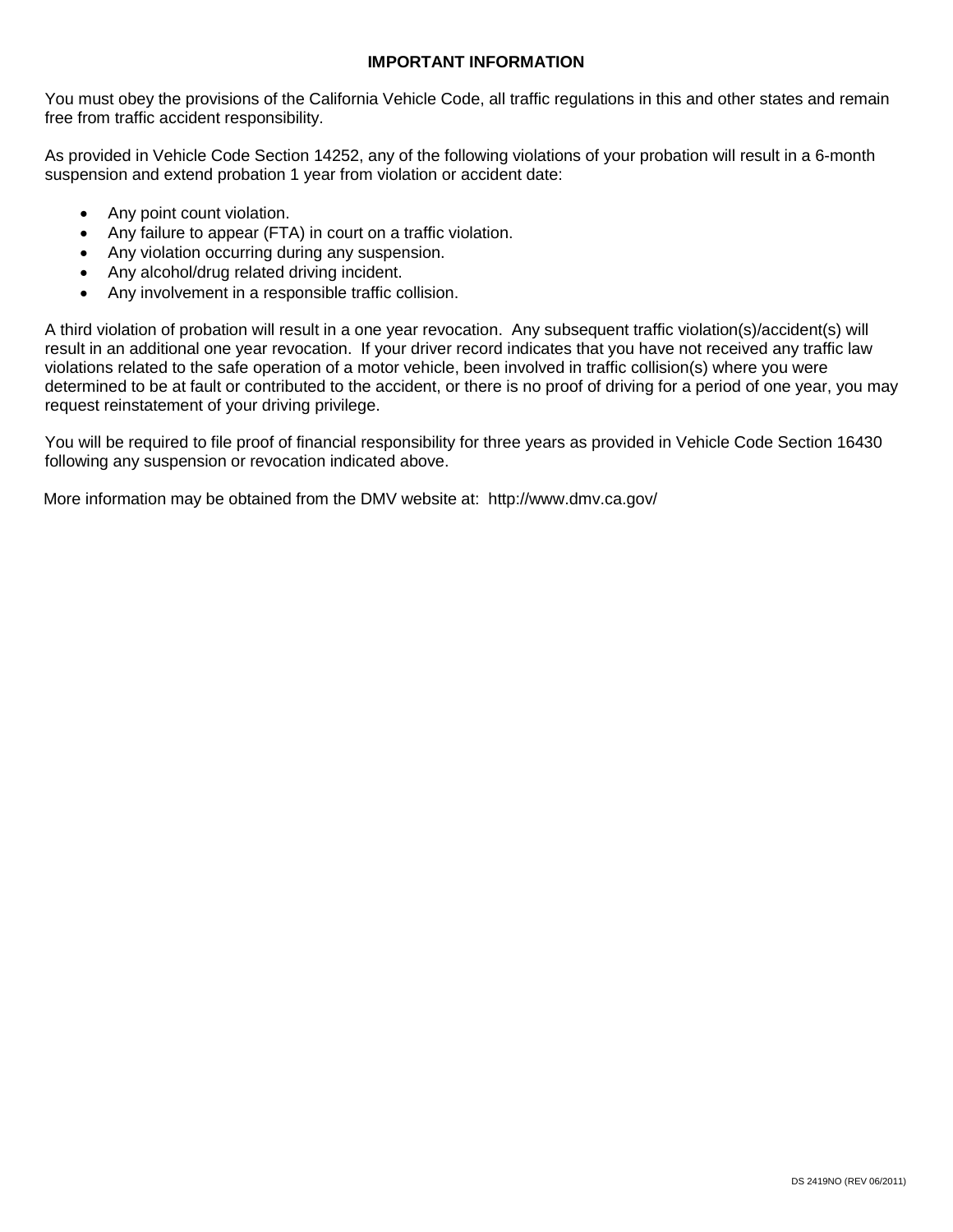## IMPORTANT INFORMATION

You must obey the provisions of the California Vehicle Code, all traffic regulations in this and other states and remain free from traffic accident responsibility.

As provided in Vehicle Code Section 14252, any of the following violations of your probation will result in a 6-month suspension and extend probation 1 year from violation or accident date:

- Any point count violation.
- Any failure to appear (FTA) in court on a traffic violation.
- Any violation occurring during any suspension.
- Any alcohol/drug related driving incident.
- Any involvement in a responsible traffic collision.

A third violation of probation will result in a one year revocation. Any subsequent traffic violation(s)/accident(s) will result in an additional one year revocation. If your driver record indicates that you have not received any traffic law violations related to the safe operation of a motor vehicle, been involved in traffic collision(s) where you were determined to be at fault or contributed to the accident, or there is no proof of driving for a period of one year, you may request reinstatement of your driving privilege.

You will be required to file proof of financial responsibility for three years as provided in Vehicle Code Section 16430 following any suspension or revocation indicated above.

More information may be obtained from the DMV website at: http://www.dmv.ca.gov/

DS 2419NO (REV 06/2011)